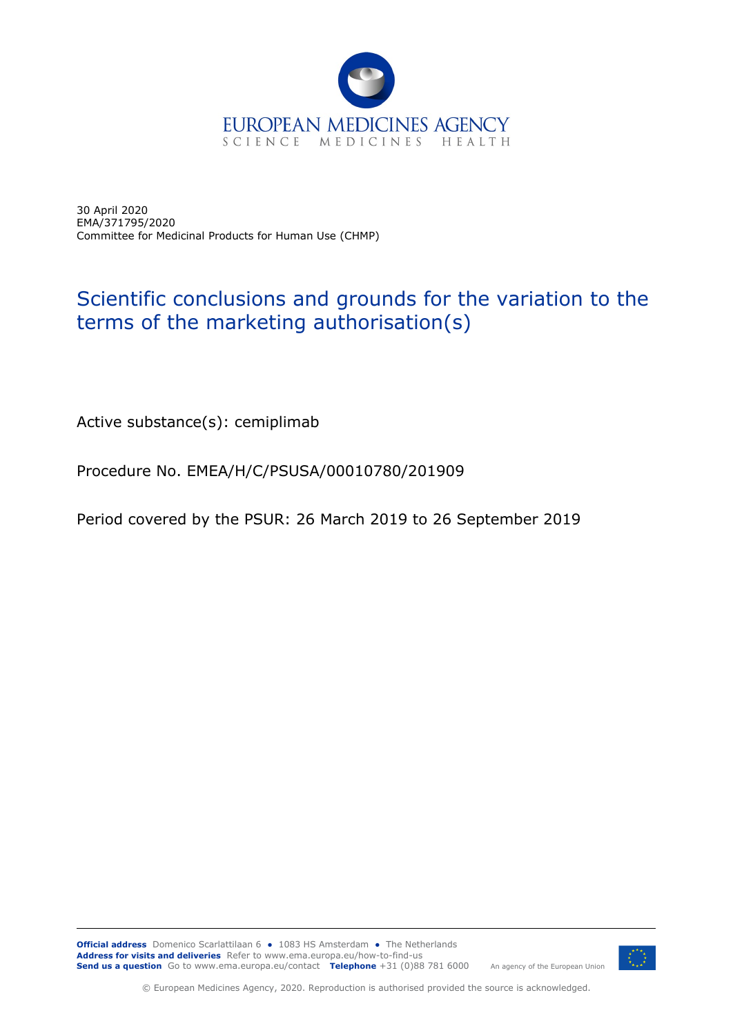EUROPEAN MEDICINES AGENCY
SCIENCE MEDICINES HEALTH

30 April 2020
EMA/371795/2020
Committee for Medicinal Products for Human Use (CHMP)

# Scientific conclusions and grounds for the variation to the terms of the marketing authorisation(s)

Active substance(s): cemiplimab

Procedure No. EMEA/H/C/PSUSA/00010780/201909

Period covered by the PSUR: 26 March 2019 to 26 September 2019

**Official address** Domenico Scarlattilaan 6 ● 1083 HS Amsterdam ● The Netherlands
**Address for visits and deliveries** Refer to www.ema.europa.eu/how-to-find-us
**Send us a question** Go to www.ema.europa.eu/contact **Telephone** +31 (0)88 781 6000

An agency of the European Union

© European Medicines Agency, 2020. Reproduction is authorised provided the source is acknowledged.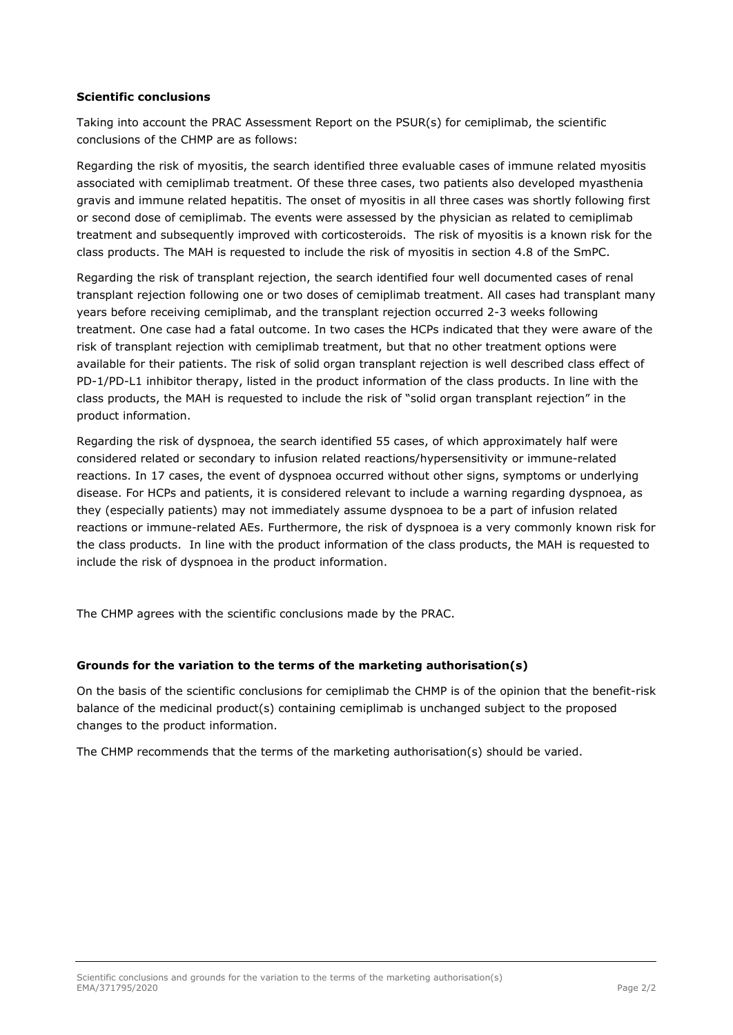**Scientific conclusions**

Taking into account the PRAC Assessment Report on the PSUR(s) for cemiplimab, the scientific conclusions of the CHMP are as follows:

Regarding the risk of myositis, the search identified three evaluable cases of immune related myositis associated with cemiplimab treatment. Of these three cases, two patients also developed myasthenia gravis and immune related hepatitis. The onset of myositis in all three cases was shortly following first or second dose of cemiplimab. The events were assessed by the physician as related to cemiplimab treatment and subsequently improved with corticosteroids. The risk of myositis is a known risk for the class products. The MAH is requested to include the risk of myositis in section 4.8 of the SmPC.

Regarding the risk of transplant rejection, the search identified four well documented cases of renal transplant rejection following one or two doses of cemiplimab treatment. All cases had transplant many years before receiving cemiplimab, and the transplant rejection occurred 2-3 weeks following treatment. One case had a fatal outcome. In two cases the HCPs indicated that they were aware of the risk of transplant rejection with cemiplimab treatment, but that no other treatment options were available for their patients. The risk of solid organ transplant rejection is well described class effect of PD-1/PD-L1 inhibitor therapy, listed in the product information of the class products. In line with the class products, the MAH is requested to include the risk of "solid organ transplant rejection" in the product information.

Regarding the risk of dyspnoea, the search identified 55 cases, of which approximately half were considered related or secondary to infusion related reactions/hypersensitivity or immune-related reactions. In 17 cases, the event of dyspnoea occurred without other signs, symptoms or underlying disease. For HCPs and patients, it is considered relevant to include a warning regarding dyspnoea, as they (especially patients) may not immediately assume dyspnoea to be a part of infusion related reactions or immune-related AEs. Furthermore, the risk of dyspnoea is a very commonly known risk for the class products. In line with the product information of the class products, the MAH is requested to include the risk of dyspnoea in the product information.

The CHMP agrees with the scientific conclusions made by the PRAC.

**Grounds for the variation to the terms of the marketing authorisation(s)**

On the basis of the scientific conclusions for cemiplimab the CHMP is of the opinion that the benefit-risk balance of the medicinal product(s) containing cemiplimab is unchanged subject to the proposed changes to the product information.

The CHMP recommends that the terms of the marketing authorisation(s) should be varied.